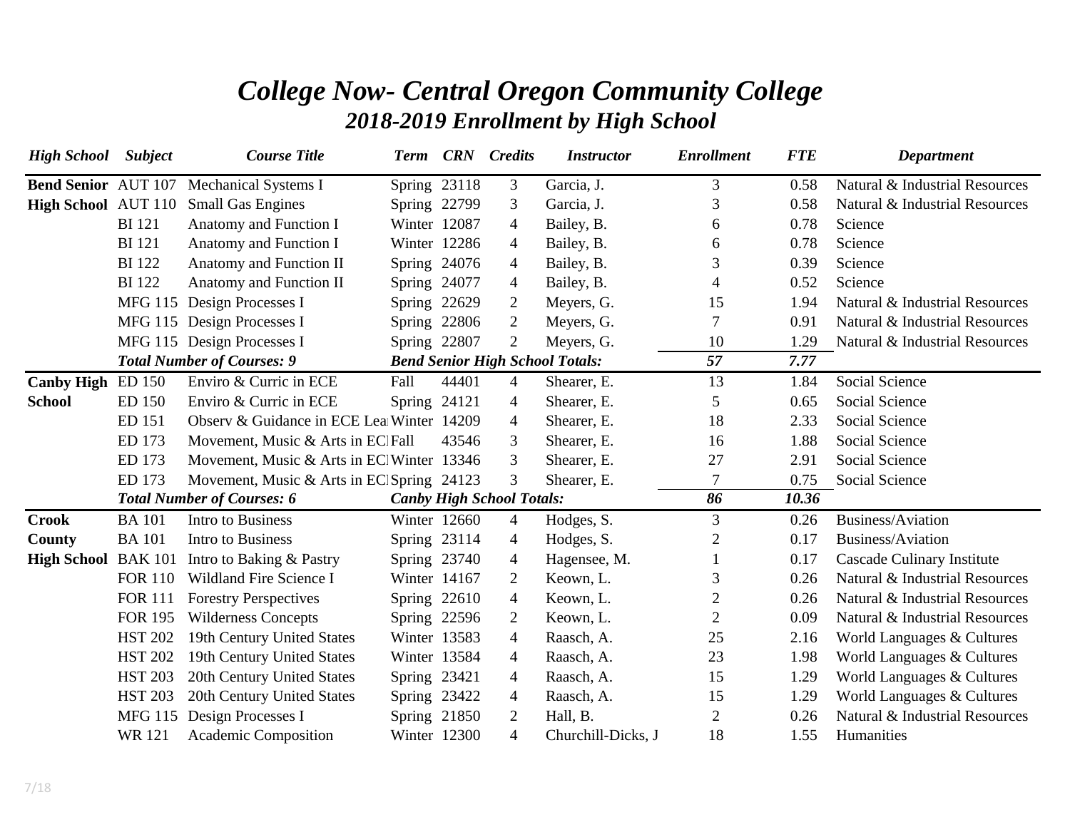# College Now- Central Oregon Community College

## 2018-2019 Enrollment by High School

| High School | Subject | Course Title | Term | CRN | Credits | Instructor | Enrollment | FTE | Department |
|---|---|---|---|---|---|---|---|---|---|
| Bend Senior High School | AUT 107 | Mechanical Systems I | Spring | 23118 | 3 | Garcia, J. | 3 | 0.58 | Natural & Industrial Resources |
| | AUT 110 | Small Gas Engines | Spring | 22799 | 3 | Garcia, J. | 3 | 0.58 | Natural & Industrial Resources |
| | BI 121 | Anatomy and Function I | Winter | 12087 | 4 | Bailey, B. | 6 | 0.78 | Science |
| | BI 121 | Anatomy and Function I | Winter | 12286 | 4 | Bailey, B. | 6 | 0.78 | Science |
| | BI 122 | Anatomy and Function II | Spring | 24076 | 4 | Bailey, B. | 3 | 0.39 | Science |
| | BI 122 | Anatomy and Function II | Spring | 24077 | 4 | Bailey, B. | 4 | 0.52 | Science |
| | MFG 115 | Design Processes I | Spring | 22629 | 2 | Meyers, G. | 15 | 1.94 | Natural & Industrial Resources |
| | MFG 115 | Design Processes I | Spring | 22806 | 2 | Meyers, G. | 7 | 0.91 | Natural & Industrial Resources |
| | MFG 115 | Design Processes I | Spring | 22807 | 2 | Meyers, G. | 10 | 1.29 | Natural & Industrial Resources |
| | ***Total Number of Courses: 9*** | | ***Bend Senior High School Totals:*** | | | | ***57*** | ***7.77*** | |
| Canby High School | ED 150 | Enviro & Curric in ECE | Fall | 44401 | 4 | Shearer, E. | 13 | 1.84 | Social Science |
| | ED 150 | Enviro & Curric in ECE | Spring | 24121 | 4 | Shearer, E. | 5 | 0.65 | Social Science |
| | ED 151 | Observ & Guidance in ECE Lea | Winter | 14209 | 4 | Shearer, E. | 18 | 2.33 | Social Science |
| | ED 173 | Movement, Music & Arts in ECI | Fall | 43546 | 3 | Shearer, E. | 16 | 1.88 | Social Science |
| | ED 173 | Movement, Music & Arts in ECI | Winter | 13346 | 3 | Shearer, E. | 27 | 2.91 | Social Science |
| | ED 173 | Movement, Music & Arts in ECI | Spring | 24123 | 3 | Shearer, E. | 7 | 0.75 | Social Science |
| | ***Total Number of Courses: 6*** | | ***Canby High School Totals:*** | | | | ***86*** | ***10.36*** | |
| Crook County High School | BA 101 | Intro to Business | Winter | 12660 | 4 | Hodges, S. | 3 | 0.26 | Business/Aviation |
| | BA 101 | Intro to Business | Spring | 23114 | 4 | Hodges, S. | 2 | 0.17 | Business/Aviation |
| | BAK 101 | Intro to Baking & Pastry | Spring | 23740 | 4 | Hagensee, M. | 1 | 0.17 | Cascade Culinary Institute |
| | FOR 110 | Wildland Fire Science I | Winter | 14167 | 2 | Keown, L. | 3 | 0.26 | Natural & Industrial Resources |
| | FOR 111 | Forestry Perspectives | Spring | 22610 | 4 | Keown, L. | 2 | 0.26 | Natural & Industrial Resources |
| | FOR 195 | Wilderness Concepts | Spring | 22596 | 2 | Keown, L. | 2 | 0.09 | Natural & Industrial Resources |
| | HST 202 | 19th Century United States | Winter | 13583 | 4 | Raasch, A. | 25 | 2.16 | World Languages & Cultures |
| | HST 202 | 19th Century United States | Winter | 13584 | 4 | Raasch, A. | 23 | 1.98 | World Languages & Cultures |
| | HST 203 | 20th Century United States | Spring | 23421 | 4 | Raasch, A. | 15 | 1.29 | World Languages & Cultures |
| | HST 203 | 20th Century United States | Spring | 23422 | 4 | Raasch, A. | 15 | 1.29 | World Languages & Cultures |
| | MFG 115 | Design Processes I | Spring | 21850 | 2 | Hall, B. | 2 | 0.26 | Natural & Industrial Resources |
| | WR 121 | Academic Composition | Winter | 12300 | 4 | Churchill-Dicks, J | 18 | 1.55 | Humanities |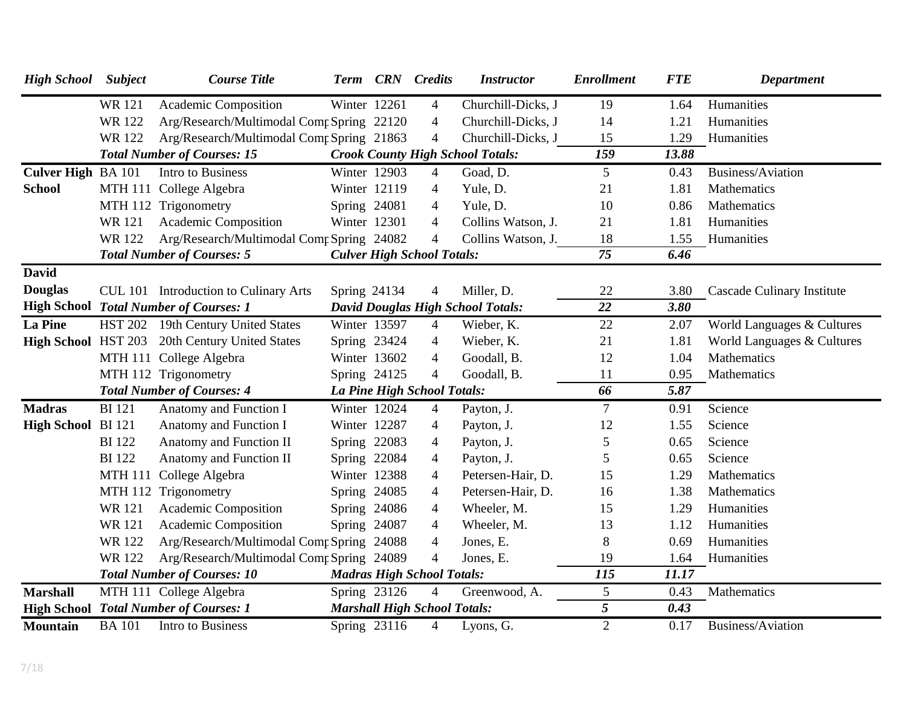| High School | Subject | Course Title | Term | CRN | Credits | Instructor | Enrollment | FTE | Department |
|---|---|---|---|---|---|---|---|---|---|
| | WR 121 | Academic Composition | Winter | 12261 | 4 | Churchill-Dicks, J | 19 | 1.64 | Humanities |
| | WR 122 | Arg/Research/Multimodal Comp | Spring | 22120 | 4 | Churchill-Dicks, J | 14 | 1.21 | Humanities |
| | WR 122 | Arg/Research/Multimodal Comp | Spring | 21863 | 4 | Churchill-Dicks, J | 15 | 1.29 | Humanities |
| | *Total Number of Courses: 15* | | *Crook County High School Totals:* | | | | *159* | *13.88* | |
| **Culver High School** | BA 101 | Intro to Business | Winter | 12903 | 4 | Goad, D. | 5 | 0.43 | Business/Aviation |
| | MTH 111 | College Algebra | Winter | 12119 | 4 | Yule, D. | 21 | 1.81 | Mathematics |
| | MTH 112 | Trigonometry | Spring | 24081 | 4 | Yule, D. | 10 | 0.86 | Mathematics |
| | WR 121 | Academic Composition | Winter | 12301 | 4 | Collins Watson, J. | 21 | 1.81 | Humanities |
| | WR 122 | Arg/Research/Multimodal Comp | Spring | 24082 | 4 | Collins Watson, J. | 18 | 1.55 | Humanities |
| | *Total Number of Courses: 5* | | *Culver High School Totals:* | | | | *75* | *6.46* | |
| **David Douglas High School** | CUL 101 | Introduction to Culinary Arts | Spring | 24134 | 4 | Miller, D. | 22 | 3.80 | Cascade Culinary Institute |
| | *Total Number of Courses: 1* | | *David Douglas High School Totals:* | | | | *22* | *3.80* | |
| **La Pine High School** | HST 202 | 19th Century United States | Winter | 13597 | 4 | Wieber, K. | 22 | 2.07 | World Languages & Cultures |
| | HST 203 | 20th Century United States | Spring | 23424 | 4 | Wieber, K. | 21 | 1.81 | World Languages & Cultures |
| | MTH 111 | College Algebra | Winter | 13602 | 4 | Goodall, B. | 12 | 1.04 | Mathematics |
| | MTH 112 | Trigonometry | Spring | 24125 | 4 | Goodall, B. | 11 | 0.95 | Mathematics |
| | *Total Number of Courses: 4* | | *La Pine High School Totals:* | | | | *66* | *5.87* | |
| **Madras High School** | BI 121 | Anatomy and Function I | Winter | 12024 | 4 | Payton, J. | 7 | 0.91 | Science |
| | BI 121 | Anatomy and Function I | Winter | 12287 | 4 | Payton, J. | 12 | 1.55 | Science |
| | BI 122 | Anatomy and Function II | Spring | 22083 | 4 | Payton, J. | 5 | 0.65 | Science |
| | BI 122 | Anatomy and Function II | Spring | 22084 | 4 | Payton, J. | 5 | 0.65 | Science |
| | MTH 111 | College Algebra | Winter | 12388 | 4 | Petersen-Hair, D. | 15 | 1.29 | Mathematics |
| | MTH 112 | Trigonometry | Spring | 24085 | 4 | Petersen-Hair, D. | 16 | 1.38 | Mathematics |
| | WR 121 | Academic Composition | Spring | 24086 | 4 | Wheeler, M. | 15 | 1.29 | Humanities |
| | WR 121 | Academic Composition | Spring | 24087 | 4 | Wheeler, M. | 13 | 1.12 | Humanities |
| | WR 122 | Arg/Research/Multimodal Comp | Spring | 24088 | 4 | Jones, E. | 8 | 0.69 | Humanities |
| | WR 122 | Arg/Research/Multimodal Comp | Spring | 24089 | 4 | Jones, E. | 19 | 1.64 | Humanities |
| | *Total Number of Courses: 10* | | *Madras High School Totals:* | | | | *115* | *11.17* | |
| **Marshall High School** | MTH 111 | College Algebra | Spring | 23126 | 4 | Greenwood, A. | 5 | 0.43 | Mathematics |
| | *Total Number of Courses: 1* | | *Marshall High School Totals:* | | | | *5* | *0.43* | |
| **Mountain** | BA 101 | Intro to Business | Spring | 23116 | 4 | Lyons, G. | 2 | 0.17 | Business/Aviation |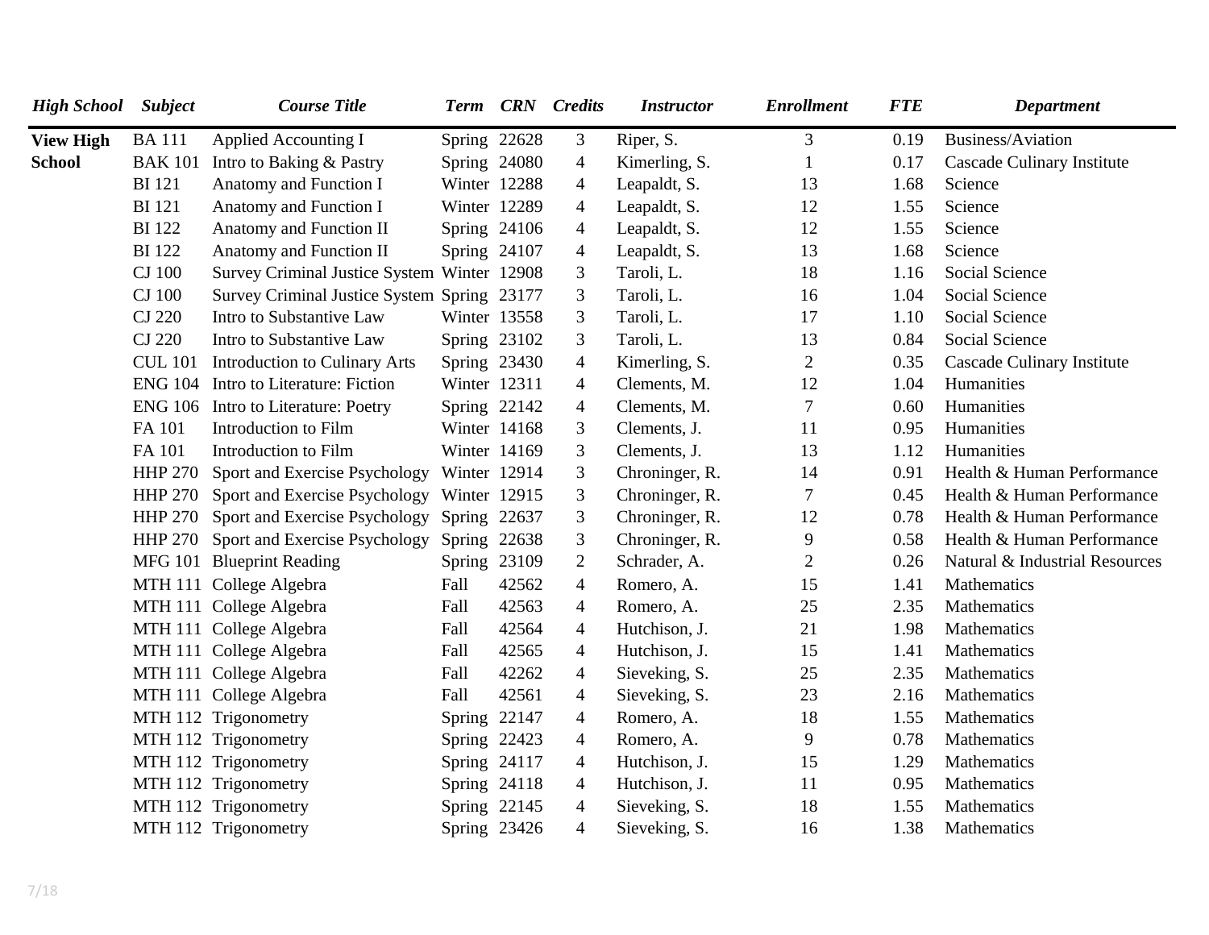| High School | Subject | Course Title | Term | CRN | Credits | Instructor | Enrollment | FTE | Department |
|---|---|---|---|---|---|---|---|---|---|
| **View High School** | BA 111 | Applied Accounting I | Spring | 22628 | 3 | Riper, S. | 3 | 0.19 | Business/Aviation |
| | BAK 101 | Intro to Baking & Pastry | Spring | 24080 | 4 | Kimerling, S. | 1 | 0.17 | Cascade Culinary Institute |
| | BI 121 | Anatomy and Function I | Winter | 12288 | 4 | Leapaldt, S. | 13 | 1.68 | Science |
| | BI 121 | Anatomy and Function I | Winter | 12289 | 4 | Leapaldt, S. | 12 | 1.55 | Science |
| | BI 122 | Anatomy and Function II | Spring | 24106 | 4 | Leapaldt, S. | 12 | 1.55 | Science |
| | BI 122 | Anatomy and Function II | Spring | 24107 | 4 | Leapaldt, S. | 13 | 1.68 | Science |
| | CJ 100 | Survey Criminal Justice System | Winter | 12908 | 3 | Taroli, L. | 18 | 1.16 | Social Science |
| | CJ 100 | Survey Criminal Justice System | Spring | 23177 | 3 | Taroli, L. | 16 | 1.04 | Social Science |
| | CJ 220 | Intro to Substantive Law | Winter | 13558 | 3 | Taroli, L. | 17 | 1.10 | Social Science |
| | CJ 220 | Intro to Substantive Law | Spring | 23102 | 3 | Taroli, L. | 13 | 0.84 | Social Science |
| | CUL 101 | Introduction to Culinary Arts | Spring | 23430 | 4 | Kimerling, S. | 2 | 0.35 | Cascade Culinary Institute |
| | ENG 104 | Intro to Literature: Fiction | Winter | 12311 | 4 | Clements, M. | 12 | 1.04 | Humanities |
| | ENG 106 | Intro to Literature: Poetry | Spring | 22142 | 4 | Clements, M. | 7 | 0.60 | Humanities |
| | FA 101 | Introduction to Film | Winter | 14168 | 3 | Clements, J. | 11 | 0.95 | Humanities |
| | FA 101 | Introduction to Film | Winter | 14169 | 3 | Clements, J. | 13 | 1.12 | Humanities |
| | HHP 270 | Sport and Exercise Psychology | Winter | 12914 | 3 | Chroninger, R. | 14 | 0.91 | Health & Human Performance |
| | HHP 270 | Sport and Exercise Psychology | Winter | 12915 | 3 | Chroninger, R. | 7 | 0.45 | Health & Human Performance |
| | HHP 270 | Sport and Exercise Psychology | Spring | 22637 | 3 | Chroninger, R. | 12 | 0.78 | Health & Human Performance |
| | HHP 270 | Sport and Exercise Psychology | Spring | 22638 | 3 | Chroninger, R. | 9 | 0.58 | Health & Human Performance |
| | MFG 101 | Blueprint Reading | Spring | 23109 | 2 | Schrader, A. | 2 | 0.26 | Natural & Industrial Resources |
| | MTH 111 | College Algebra | Fall | 42562 | 4 | Romero, A. | 15 | 1.41 | Mathematics |
| | MTH 111 | College Algebra | Fall | 42563 | 4 | Romero, A. | 25 | 2.35 | Mathematics |
| | MTH 111 | College Algebra | Fall | 42564 | 4 | Hutchison, J. | 21 | 1.98 | Mathematics |
| | MTH 111 | College Algebra | Fall | 42565 | 4 | Hutchison, J. | 15 | 1.41 | Mathematics |
| | MTH 111 | College Algebra | Fall | 42262 | 4 | Sieveking, S. | 25 | 2.35 | Mathematics |
| | MTH 111 | College Algebra | Fall | 42561 | 4 | Sieveking, S. | 23 | 2.16 | Mathematics |
| | MTH 112 | Trigonometry | Spring | 22147 | 4 | Romero, A. | 18 | 1.55 | Mathematics |
| | MTH 112 | Trigonometry | Spring | 22423 | 4 | Romero, A. | 9 | 0.78 | Mathematics |
| | MTH 112 | Trigonometry | Spring | 24117 | 4 | Hutchison, J. | 15 | 1.29 | Mathematics |
| | MTH 112 | Trigonometry | Spring | 24118 | 4 | Hutchison, J. | 11 | 0.95 | Mathematics |
| | MTH 112 | Trigonometry | Spring | 22145 | 4 | Sieveking, S. | 18 | 1.55 | Mathematics |
| | MTH 112 | Trigonometry | Spring | 23426 | 4 | Sieveking, S. | 16 | 1.38 | Mathematics |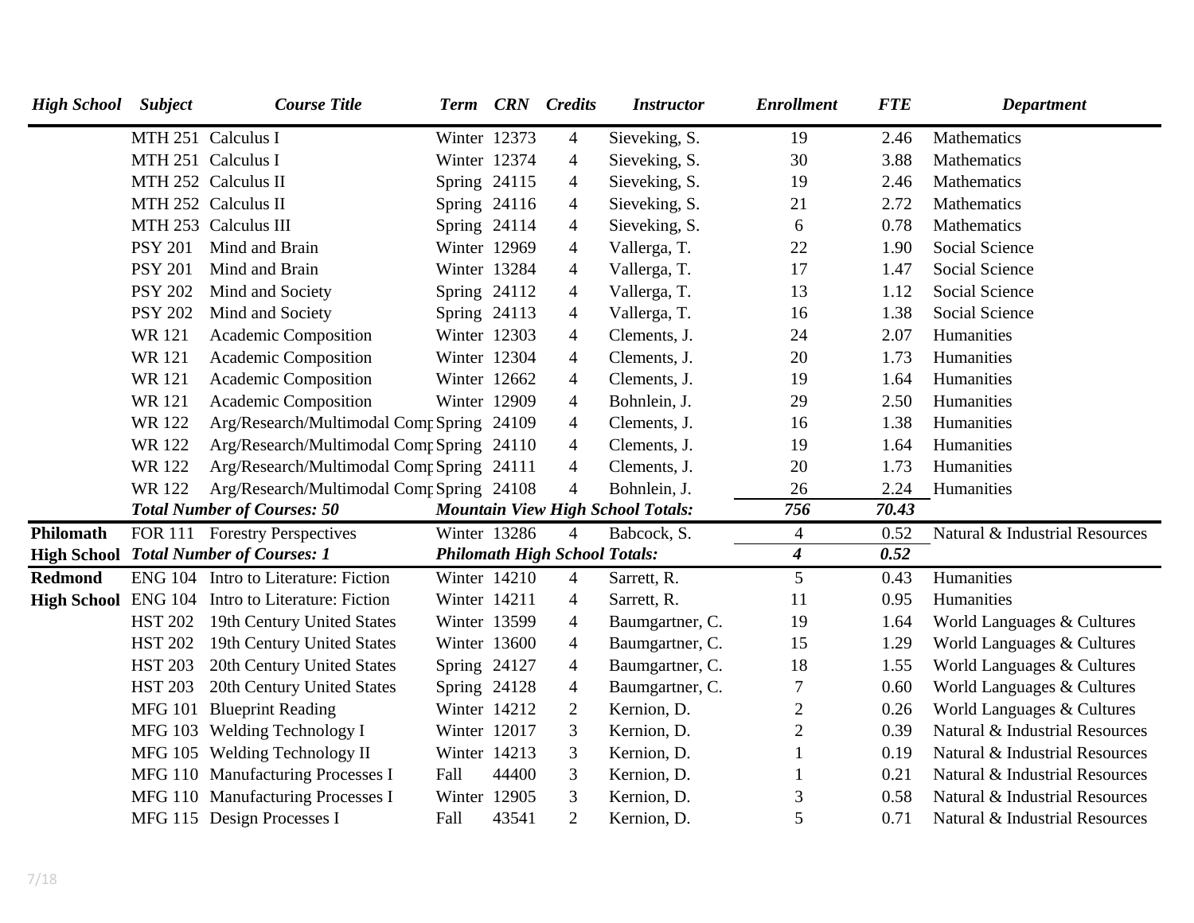| High School | Subject | Course Title | Term | CRN | Credits | Instructor | Enrollment | FTE | Department |
|---|---|---|---|---|---|---|---|---|---|
| | MTH 251 | Calculus I | Winter | 12373 | 4 | Sieveking, S. | 19 | 2.46 | Mathematics |
| | MTH 251 | Calculus I | Winter | 12374 | 4 | Sieveking, S. | 30 | 3.88 | Mathematics |
| | MTH 252 | Calculus II | Spring | 24115 | 4 | Sieveking, S. | 19 | 2.46 | Mathematics |
| | MTH 252 | Calculus II | Spring | 24116 | 4 | Sieveking, S. | 21 | 2.72 | Mathematics |
| | MTH 253 | Calculus III | Spring | 24114 | 4 | Sieveking, S. | 6 | 0.78 | Mathematics |
| | PSY 201 | Mind and Brain | Winter | 12969 | 4 | Vallerga, T. | 22 | 1.90 | Social Science |
| | PSY 201 | Mind and Brain | Winter | 13284 | 4 | Vallerga, T. | 17 | 1.47 | Social Science |
| | PSY 202 | Mind and Society | Spring | 24112 | 4 | Vallerga, T. | 13 | 1.12 | Social Science |
| | PSY 202 | Mind and Society | Spring | 24113 | 4 | Vallerga, T. | 16 | 1.38 | Social Science |
| | WR 121 | Academic Composition | Winter | 12303 | 4 | Clements, J. | 24 | 2.07 | Humanities |
| | WR 121 | Academic Composition | Winter | 12304 | 4 | Clements, J. | 20 | 1.73 | Humanities |
| | WR 121 | Academic Composition | Winter | 12662 | 4 | Clements, J. | 19 | 1.64 | Humanities |
| | WR 121 | Academic Composition | Winter | 12909 | 4 | Bohnlein, J. | 29 | 2.50 | Humanities |
| | WR 122 | Arg/Research/Multimodal Comp | Spring | 24109 | 4 | Clements, J. | 16 | 1.38 | Humanities |
| | WR 122 | Arg/Research/Multimodal Comp | Spring | 24110 | 4 | Clements, J. | 19 | 1.64 | Humanities |
| | WR 122 | Arg/Research/Multimodal Comp | Spring | 24111 | 4 | Clements, J. | 20 | 1.73 | Humanities |
| | WR 122 | Arg/Research/Multimodal Comp | Spring | 24108 | 4 | Bohnlein, J. | 26 | 2.24 | Humanities |
| | ***Total Number of Courses: 50*** | | ***Mountain View High School Totals:*** | | | | ***756*** | ***70.43*** | |
| **Philomath High School** | FOR 111 | Forestry Perspectives | Winter | 13286 | 4 | Babcock, S. | 4 | 0.52 | Natural & Industrial Resources |
| | ***Total Number of Courses: 1*** | | ***Philomath High School Totals:*** | | | | ***4*** | ***0.52*** | |
| **Redmond High School** | ENG 104 | Intro to Literature: Fiction | Winter | 14210 | 4 | Sarrett, R. | 5 | 0.43 | Humanities |
| | ENG 104 | Intro to Literature: Fiction | Winter | 14211 | 4 | Sarrett, R. | 11 | 0.95 | Humanities |
| | HST 202 | 19th Century United States | Winter | 13599 | 4 | Baumgartner, C. | 19 | 1.64 | World Languages & Cultures |
| | HST 202 | 19th Century United States | Winter | 13600 | 4 | Baumgartner, C. | 15 | 1.29 | World Languages & Cultures |
| | HST 203 | 20th Century United States | Spring | 24127 | 4 | Baumgartner, C. | 18 | 1.55 | World Languages & Cultures |
| | HST 203 | 20th Century United States | Spring | 24128 | 4 | Baumgartner, C. | 7 | 0.60 | World Languages & Cultures |
| | MFG 101 | Blueprint Reading | Winter | 14212 | 2 | Kernion, D. | 2 | 0.26 | World Languages & Cultures |
| | MFG 103 | Welding Technology I | Winter | 12017 | 3 | Kernion, D. | 2 | 0.39 | Natural & Industrial Resources |
| | MFG 105 | Welding Technology II | Winter | 14213 | 3 | Kernion, D. | 1 | 0.19 | Natural & Industrial Resources |
| | MFG 110 | Manufacturing Processes I | Fall | 44400 | 3 | Kernion, D. | 1 | 0.21 | Natural & Industrial Resources |
| | MFG 110 | Manufacturing Processes I | Winter | 12905 | 3 | Kernion, D. | 3 | 0.58 | Natural & Industrial Resources |
| | MFG 115 | Design Processes I | Fall | 43541 | 2 | Kernion, D. | 5 | 0.71 | Natural & Industrial Resources |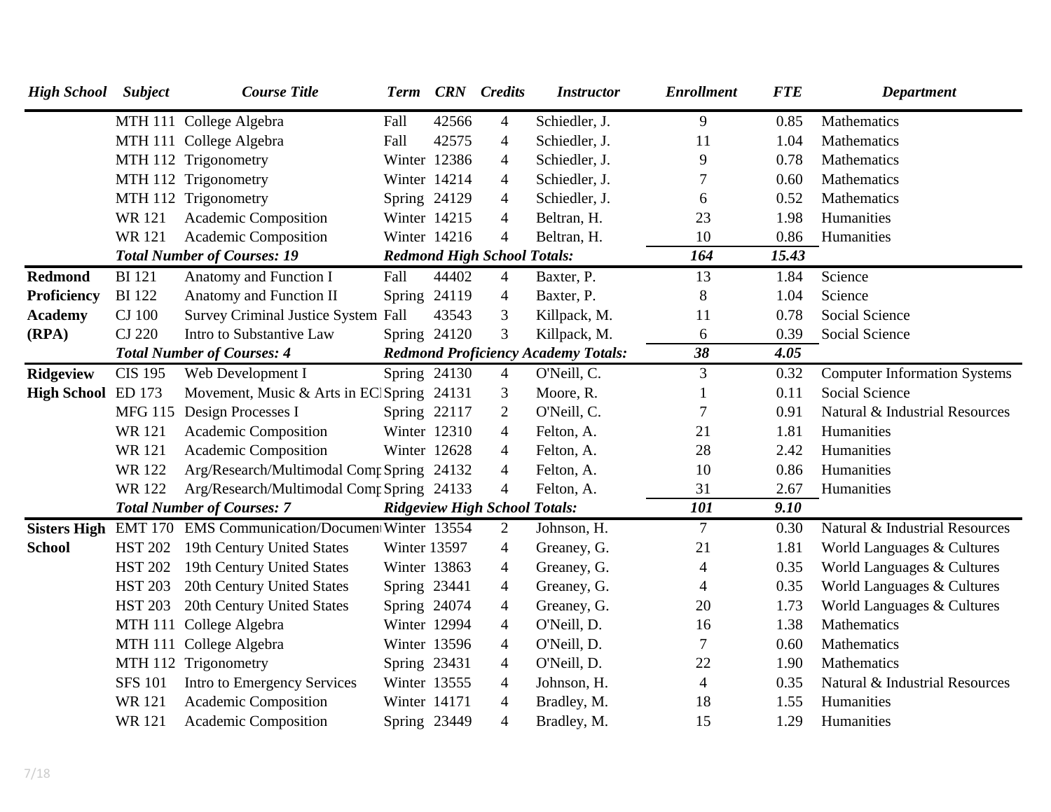| High School | Subject | Course Title | Term | CRN | Credits | Instructor | Enrollment | FTE | Department |
|---|---|---|---|---|---|---|---|---|---|
| | MTH 111 | College Algebra | Fall | 42566 | 4 | Schiedler, J. | 9 | 0.85 | Mathematics |
| | MTH 111 | College Algebra | Fall | 42575 | 4 | Schiedler, J. | 11 | 1.04 | Mathematics |
| | MTH 112 | Trigonometry | Winter | 12386 | 4 | Schiedler, J. | 9 | 0.78 | Mathematics |
| | MTH 112 | Trigonometry | Winter | 14214 | 4 | Schiedler, J. | 7 | 0.60 | Mathematics |
| | MTH 112 | Trigonometry | Spring | 24129 | 4 | Schiedler, J. | 6 | 0.52 | Mathematics |
| | WR 121 | Academic Composition | Winter | 14215 | 4 | Beltran, H. | 23 | 1.98 | Humanities |
| | WR 121 | Academic Composition | Winter | 14216 | 4 | Beltran, H. | 10 | 0.86 | Humanities |
| | ***Total Number of Courses: 19*** | | ***Redmond High School Totals:*** | | | | ***164*** | ***15.43*** | |
| **Redmond Proficiency Academy (RPA)** | BI 121 | Anatomy and Function I | Fall | 44402 | 4 | Baxter, P. | 13 | 1.84 | Science |
| | BI 122 | Anatomy and Function II | Spring | 24119 | 4 | Baxter, P. | 8 | 1.04 | Science |
| | CJ 100 | Survey Criminal Justice System | Fall | 43543 | 3 | Killpack, M. | 11 | 0.78 | Social Science |
| | CJ 220 | Intro to Substantive Law | Spring | 24120 | 3 | Killpack, M. | 6 | 0.39 | Social Science |
| | ***Total Number of Courses: 4*** | | ***Redmond Proficiency Academy Totals:*** | | | | ***38*** | ***4.05*** | |
| **Ridgeview High School** | CIS 195 | Web Development I | Spring | 24130 | 4 | O'Neill, C. | 3 | 0.32 | Computer Information Systems |
| | ED 173 | Movement, Music & Arts in ECI | Spring | 24131 | 3 | Moore, R. | 1 | 0.11 | Social Science |
| | MFG 115 | Design Processes I | Spring | 22117 | 2 | O'Neill, C. | 7 | 0.91 | Natural & Industrial Resources |
| | WR 121 | Academic Composition | Winter | 12310 | 4 | Felton, A. | 21 | 1.81 | Humanities |
| | WR 121 | Academic Composition | Winter | 12628 | 4 | Felton, A. | 28 | 2.42 | Humanities |
| | WR 122 | Arg/Research/Multimodal Comp | Spring | 24132 | 4 | Felton, A. | 10 | 0.86 | Humanities |
| | WR 122 | Arg/Research/Multimodal Comp | Spring | 24133 | 4 | Felton, A. | 31 | 2.67 | Humanities |
| | ***Total Number of Courses: 7*** | | ***Ridgeview High School Totals:*** | | | | ***101*** | ***9.10*** | |
| **Sisters High School** | EMT 170 | EMS Communication/Document | Winter | 13554 | 2 | Johnson, H. | 7 | 0.30 | Natural & Industrial Resources |
| | HST 202 | 19th Century United States | Winter | 13597 | 4 | Greaney, G. | 21 | 1.81 | World Languages & Cultures |
| | HST 202 | 19th Century United States | Winter | 13863 | 4 | Greaney, G. | 4 | 0.35 | World Languages & Cultures |
| | HST 203 | 20th Century United States | Spring | 23441 | 4 | Greaney, G. | 4 | 0.35 | World Languages & Cultures |
| | HST 203 | 20th Century United States | Spring | 24074 | 4 | Greaney, G. | 20 | 1.73 | World Languages & Cultures |
| | MTH 111 | College Algebra | Winter | 12994 | 4 | O'Neill, D. | 16 | 1.38 | Mathematics |
| | MTH 111 | College Algebra | Winter | 13596 | 4 | O'Neill, D. | 7 | 0.60 | Mathematics |
| | MTH 112 | Trigonometry | Spring | 23431 | 4 | O'Neill, D. | 22 | 1.90 | Mathematics |
| | SFS 101 | Intro to Emergency Services | Winter | 13555 | 4 | Johnson, H. | 4 | 0.35 | Natural & Industrial Resources |
| | WR 121 | Academic Composition | Winter | 14171 | 4 | Bradley, M. | 18 | 1.55 | Humanities |
| | WR 121 | Academic Composition | Spring | 23449 | 4 | Bradley, M. | 15 | 1.29 | Humanities |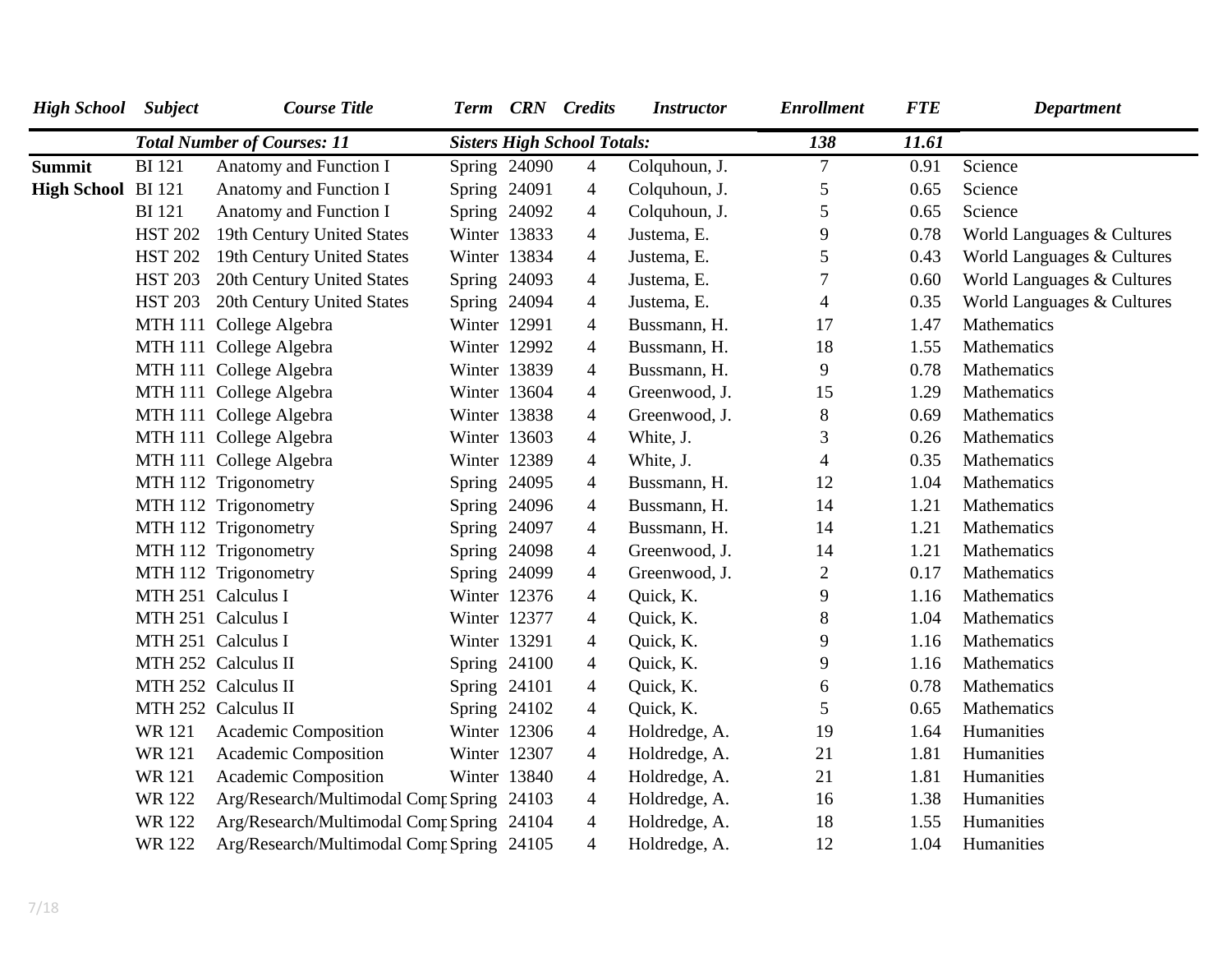| High School | Subject | Course Title | Term | CRN | Credits | Instructor | Enrollment | FTE | Department |
|---|---|---|---|---|---|---|---|---|---|
| | ***Total Number of Courses: 11*** | | ***Sisters High School Totals:*** | | | | ***138*** | ***11.61*** | |
| **Summit High School** | BI 121 | Anatomy and Function I | Spring | 24090 | 4 | Colquhoun, J. | 7 | 0.91 | Science |
| | BI 121 | Anatomy and Function I | Spring | 24091 | 4 | Colquhoun, J. | 5 | 0.65 | Science |
| | BI 121 | Anatomy and Function I | Spring | 24092 | 4 | Colquhoun, J. | 5 | 0.65 | Science |
| | HST 202 | 19th Century United States | Winter | 13833 | 4 | Justema, E. | 9 | 0.78 | World Languages & Cultures |
| | HST 202 | 19th Century United States | Winter | 13834 | 4 | Justema, E. | 5 | 0.43 | World Languages & Cultures |
| | HST 203 | 20th Century United States | Spring | 24093 | 4 | Justema, E. | 7 | 0.60 | World Languages & Cultures |
| | HST 203 | 20th Century United States | Spring | 24094 | 4 | Justema, E. | 4 | 0.35 | World Languages & Cultures |
| | MTH 111 | College Algebra | Winter | 12991 | 4 | Bussmann, H. | 17 | 1.47 | Mathematics |
| | MTH 111 | College Algebra | Winter | 12992 | 4 | Bussmann, H. | 18 | 1.55 | Mathematics |
| | MTH 111 | College Algebra | Winter | 13839 | 4 | Bussmann, H. | 9 | 0.78 | Mathematics |
| | MTH 111 | College Algebra | Winter | 13604 | 4 | Greenwood, J. | 15 | 1.29 | Mathematics |
| | MTH 111 | College Algebra | Winter | 13838 | 4 | Greenwood, J. | 8 | 0.69 | Mathematics |
| | MTH 111 | College Algebra | Winter | 13603 | 4 | White, J. | 3 | 0.26 | Mathematics |
| | MTH 111 | College Algebra | Winter | 12389 | 4 | White, J. | 4 | 0.35 | Mathematics |
| | MTH 112 | Trigonometry | Spring | 24095 | 4 | Bussmann, H. | 12 | 1.04 | Mathematics |
| | MTH 112 | Trigonometry | Spring | 24096 | 4 | Bussmann, H. | 14 | 1.21 | Mathematics |
| | MTH 112 | Trigonometry | Spring | 24097 | 4 | Bussmann, H. | 14 | 1.21 | Mathematics |
| | MTH 112 | Trigonometry | Spring | 24098 | 4 | Greenwood, J. | 14 | 1.21 | Mathematics |
| | MTH 112 | Trigonometry | Spring | 24099 | 4 | Greenwood, J. | 2 | 0.17 | Mathematics |
| | MTH 251 | Calculus I | Winter | 12376 | 4 | Quick, K. | 9 | 1.16 | Mathematics |
| | MTH 251 | Calculus I | Winter | 12377 | 4 | Quick, K. | 8 | 1.04 | Mathematics |
| | MTH 251 | Calculus I | Winter | 13291 | 4 | Quick, K. | 9 | 1.16 | Mathematics |
| | MTH 252 | Calculus II | Spring | 24100 | 4 | Quick, K. | 9 | 1.16 | Mathematics |
| | MTH 252 | Calculus II | Spring | 24101 | 4 | Quick, K. | 6 | 0.78 | Mathematics |
| | MTH 252 | Calculus II | Spring | 24102 | 4 | Quick, K. | 5 | 0.65 | Mathematics |
| | WR 121 | Academic Composition | Winter | 12306 | 4 | Holdredge, A. | 19 | 1.64 | Humanities |
| | WR 121 | Academic Composition | Winter | 12307 | 4 | Holdredge, A. | 21 | 1.81 | Humanities |
| | WR 121 | Academic Composition | Winter | 13840 | 4 | Holdredge, A. | 21 | 1.81 | Humanities |
| | WR 122 | Arg/Research/Multimodal Comp | Spring | 24103 | 4 | Holdredge, A. | 16 | 1.38 | Humanities |
| | WR 122 | Arg/Research/Multimodal Comp | Spring | 24104 | 4 | Holdredge, A. | 18 | 1.55 | Humanities |
| | WR 122 | Arg/Research/Multimodal Comp | Spring | 24105 | 4 | Holdredge, A. | 12 | 1.04 | Humanities |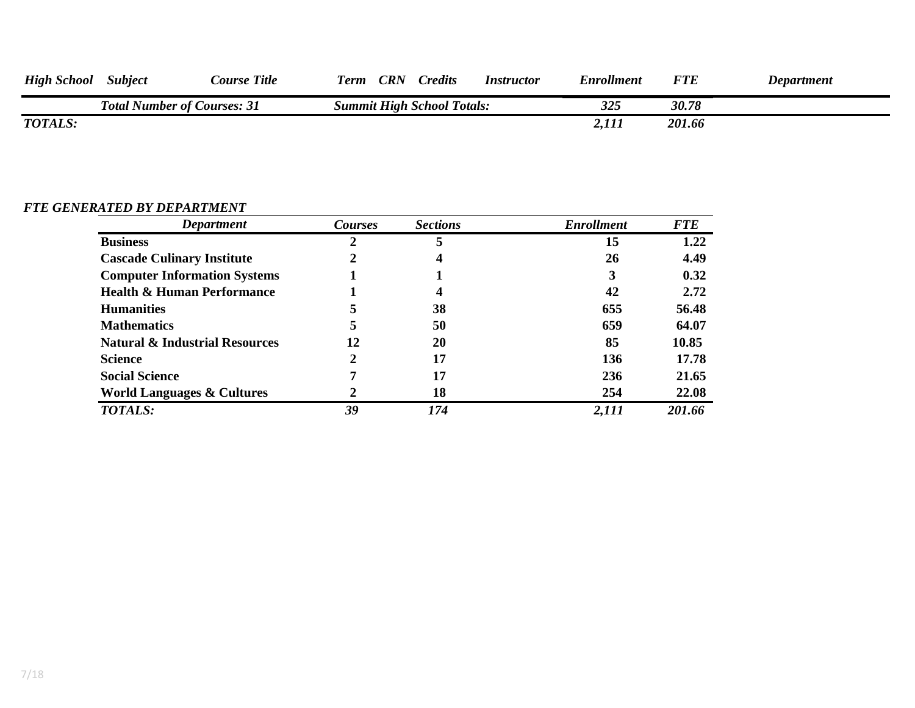| *High School* | *Subject* | *Course Title* | *Term* | *CRN* | *Credits* | *Instructor* | *Enrollment* | *FTE* | *Department* |
|---|---|---|---|---|---|---|---|---|---|
| | *Total Number of Courses: 31* | | *Summit High School Totals:* | | | | *325* | *30.78* | |
| ***TOTALS:*** | | | | | | | ***2,111*** | ***201.66*** | |

***FTE GENERATED BY DEPARTMENT***

| *Department* | *Courses* | *Sections* | *Enrollment* | *FTE* |
|---|---|---|---|---|
| **Business** | **2** | **5** | **15** | **1.22** |
| **Cascade Culinary Institute** | **2** | **4** | **26** | **4.49** |
| **Computer Information Systems** | **1** | **1** | **3** | **0.32** |
| **Health & Human Performance** | **1** | **4** | **42** | **2.72** |
| **Humanities** | **5** | **38** | **655** | **56.48** |
| **Mathematics** | **5** | **50** | **659** | **64.07** |
| **Natural & Industrial Resources** | **12** | **20** | **85** | **10.85** |
| **Science** | **2** | **17** | **136** | **17.78** |
| **Social Science** | **7** | **17** | **236** | **21.65** |
| **World Languages & Cultures** | **2** | **18** | **254** | **22.08** |
| ***TOTALS:*** | ***39*** | ***174*** | ***2,111*** | ***201.66*** |